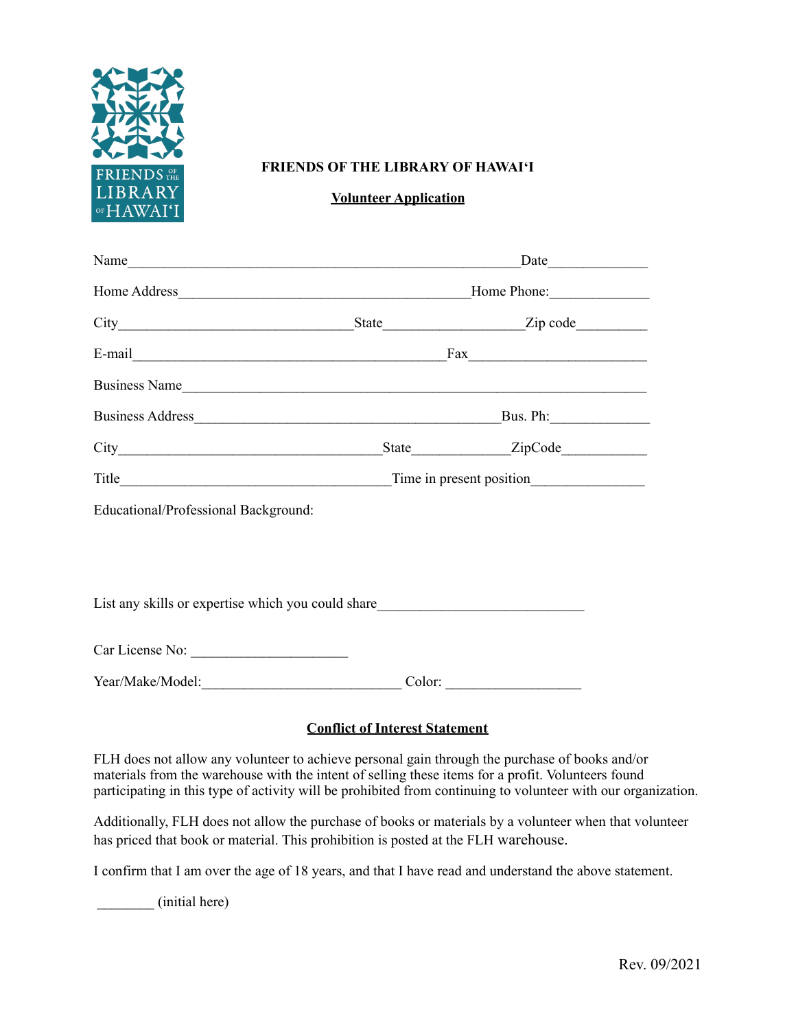FRIENDS OF THE LIBRARY OF HAWAIʻI

# FRIENDS OF THE LIBRARY OF HAWAIʻI

## Volunteer Application

Name_______________________________________________________Date_____________

Home Address________________________________________Home Phone:_____________

City________________________________State___________________Zip code_________

E-mail___________________________________________Fax_______________________

Business Name____________________________________________________________

Business Address__________________________________________Bus. Ph:_____________

City____________________________________State_____________ZipCode___________

Title______________________________________Time in present position_______________

Educational/Professional Background:

List any skills or expertise which you could share____________________________

Car License No: _____________________

Year/Make/Model:___________________________ Color: __________________

## Conflict of Interest Statement

FLH does not allow any volunteer to achieve personal gain through the purchase of books and/or materials from the warehouse with the intent of selling these items for a profit. Volunteers found participating in this type of activity will be prohibited from continuing to volunteer with our organization.

Additionally, FLH does not allow the purchase of books or materials by a volunteer when that volunteer has priced that book or material. This prohibition is posted at the FLH warehouse.

I confirm that I am over the age of 18 years, and that I have read and understand the above statement.

________ (initial here)

Rev. 09/2021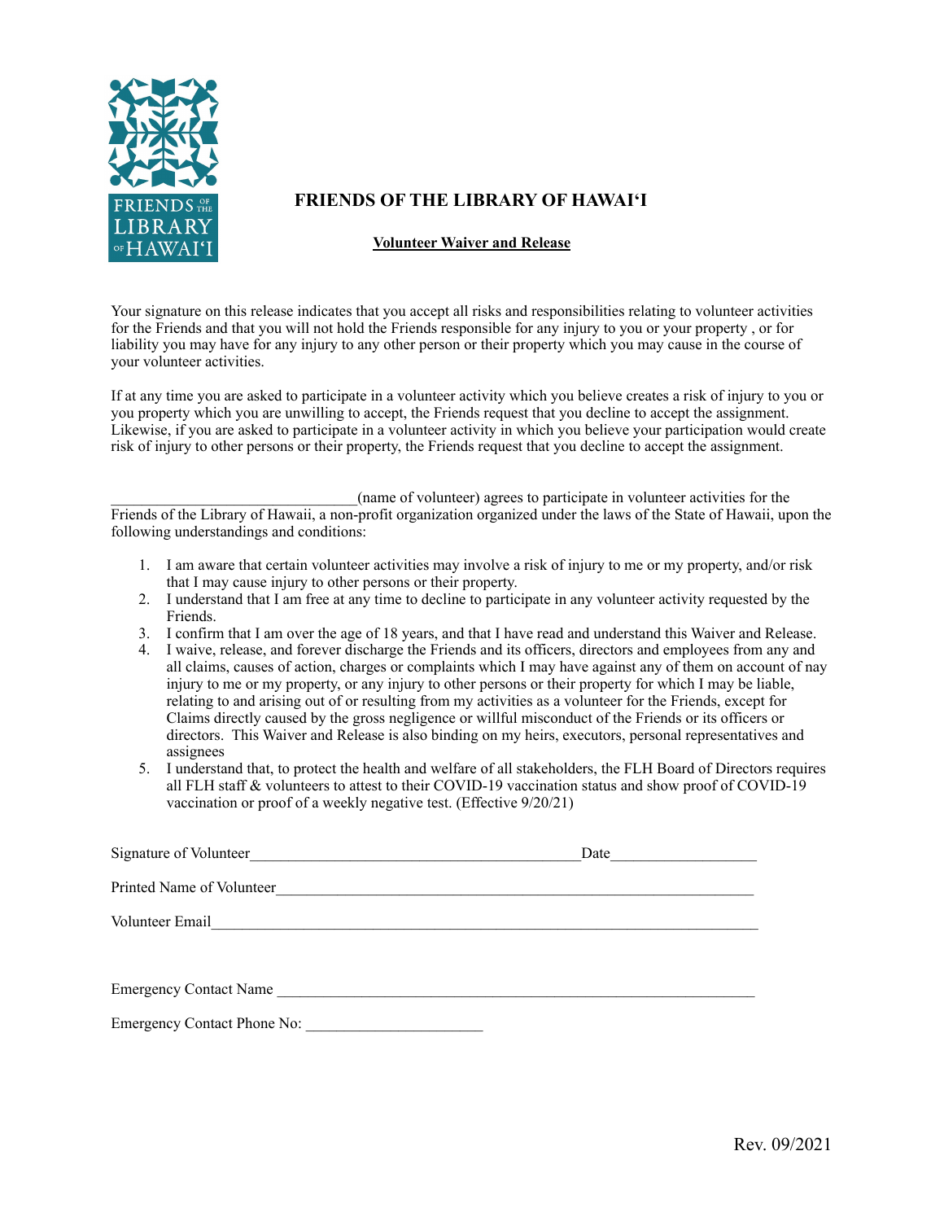FRIENDS OF THE LIBRARY OF HAWAIʻI

# FRIENDS OF THE LIBRARY OF HAWAIʻI

## Volunteer Waiver and Release

Your signature on this release indicates that you accept all risks and responsibilities relating to volunteer activities for the Friends and that you will not hold the Friends responsible for any injury to you or your property , or for liability you may have for any injury to any other person or their property which you may cause in the course of your volunteer activities.

If at any time you are asked to participate in a volunteer activity which you believe creates a risk of injury to you or you property which you are unwilling to accept, the Friends request that you decline to accept the assignment. Likewise, if you are asked to participate in a volunteer activity in which you believe your participation would create risk of injury to other persons or their property, the Friends request that you decline to accept the assignment.

_______________________________(name of volunteer) agrees to participate in volunteer activities for the Friends of the Library of Hawaii, a non-profit organization organized under the laws of the State of Hawaii, upon the following understandings and conditions:

1. I am aware that certain volunteer activities may involve a risk of injury to me or my property, and/or risk that I may cause injury to other persons or their property.
2. I understand that I am free at any time to decline to participate in any volunteer activity requested by the Friends.
3. I confirm that I am over the age of 18 years, and that I have read and understand this Waiver and Release.
4. I waive, release, and forever discharge the Friends and its officers, directors and employees from any and all claims, causes of action, charges or complaints which I may have against any of them on account of nay injury to me or my property, or any injury to other persons or their property for which I may be liable, relating to and arising out of or resulting from my activities as a volunteer for the Friends, except for Claims directly caused by the gross negligence or willful misconduct of the Friends or its officers or directors. This Waiver and Release is also binding on my heirs, executors, personal representatives and assignees
5. I understand that, to protect the health and welfare of all stakeholders, the FLH Board of Directors requires all FLH staff & volunteers to attest to their COVID-19 vaccination status and show proof of COVID-19 vaccination or proof of a weekly negative test. (Effective 9/20/21)

Signature of Volunteer__________________________________________Date__________________

Printed Name of Volunteer____________________________________________________________

Volunteer Email______________________________________________________________________

Emergency Contact Name _____________________________________________________________

Emergency Contact Phone No: ______________________

Rev. 09/2021